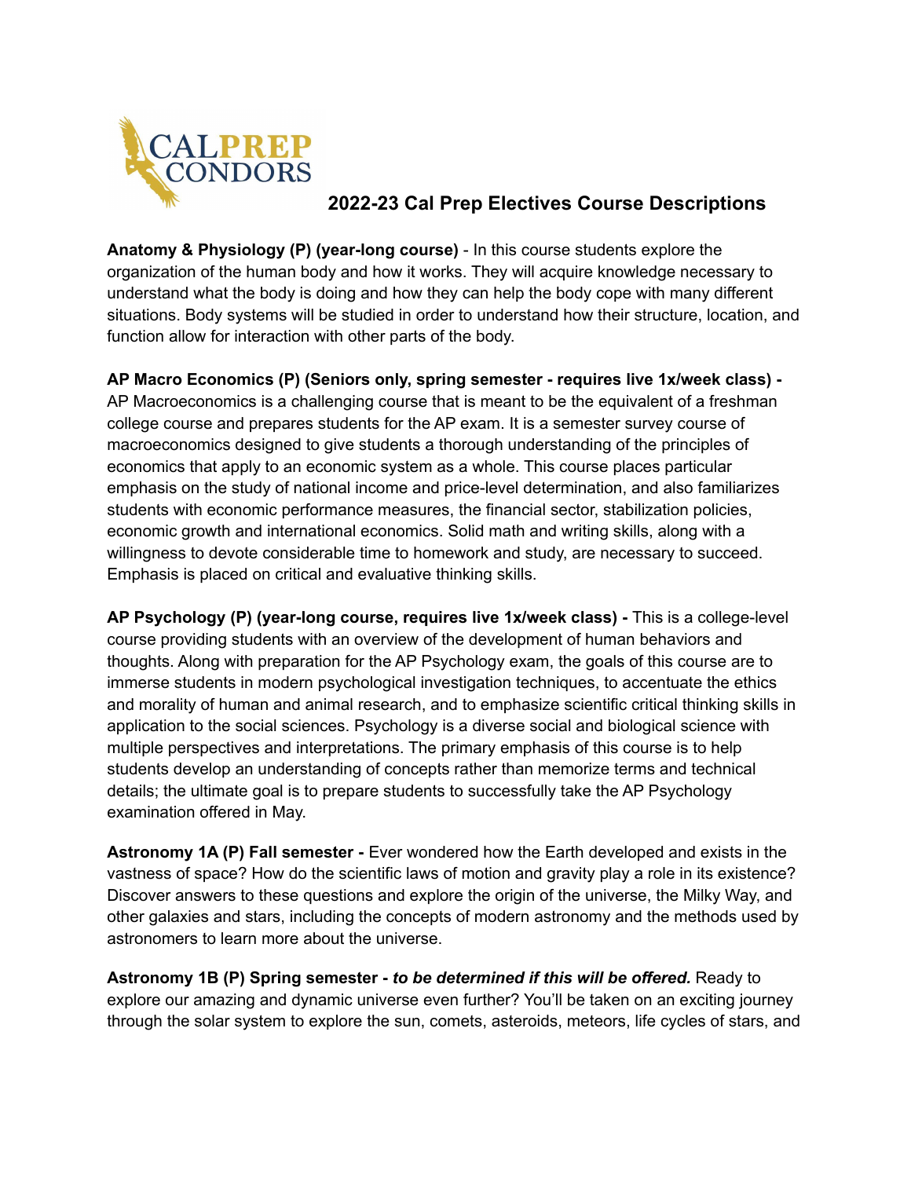# 2022-23 Cal Prep Electives Course Descriptions

**Anatomy & Physiology (P) (year-long course)** - In this course students explore the organization of the human body and how it works. They will acquire knowledge necessary to understand what the body is doing and how they can help the body cope with many different situations. Body systems will be studied in order to understand how their structure, location, and function allow for interaction with other parts of the body.

**AP Macro Economics (P) (Seniors only, spring semester - requires live 1x/week class) -** AP Macroeconomics is a challenging course that is meant to be the equivalent of a freshman college course and prepares students for the AP exam. It is a semester survey course of macroeconomics designed to give students a thorough understanding of the principles of economics that apply to an economic system as a whole. This course places particular emphasis on the study of national income and price-level determination, and also familiarizes students with economic performance measures, the financial sector, stabilization policies, economic growth and international economics. Solid math and writing skills, along with a willingness to devote considerable time to homework and study, are necessary to succeed. Emphasis is placed on critical and evaluative thinking skills.

**AP Psychology (P) (year-long course, requires live 1x/week class) -** This is a college-level course providing students with an overview of the development of human behaviors and thoughts. Along with preparation for the AP Psychology exam, the goals of this course are to immerse students in modern psychological investigation techniques, to accentuate the ethics and morality of human and animal research, and to emphasize scientific critical thinking skills in application to the social sciences. Psychology is a diverse social and biological science with multiple perspectives and interpretations. The primary emphasis of this course is to help students develop an understanding of concepts rather than memorize terms and technical details; the ultimate goal is to prepare students to successfully take the AP Psychology examination offered in May.

**Astronomy 1A (P) Fall semester -** Ever wondered how the Earth developed and exists in the vastness of space? How do the scientific laws of motion and gravity play a role in its existence? Discover answers to these questions and explore the origin of the universe, the Milky Way, and other galaxies and stars, including the concepts of modern astronomy and the methods used by astronomers to learn more about the universe.

**Astronomy 1B (P) Spring semester -** ***to be determined if this will be offered.*** Ready to explore our amazing and dynamic universe even further? You'll be taken on an exciting journey through the solar system to explore the sun, comets, asteroids, meteors, life cycles of stars, and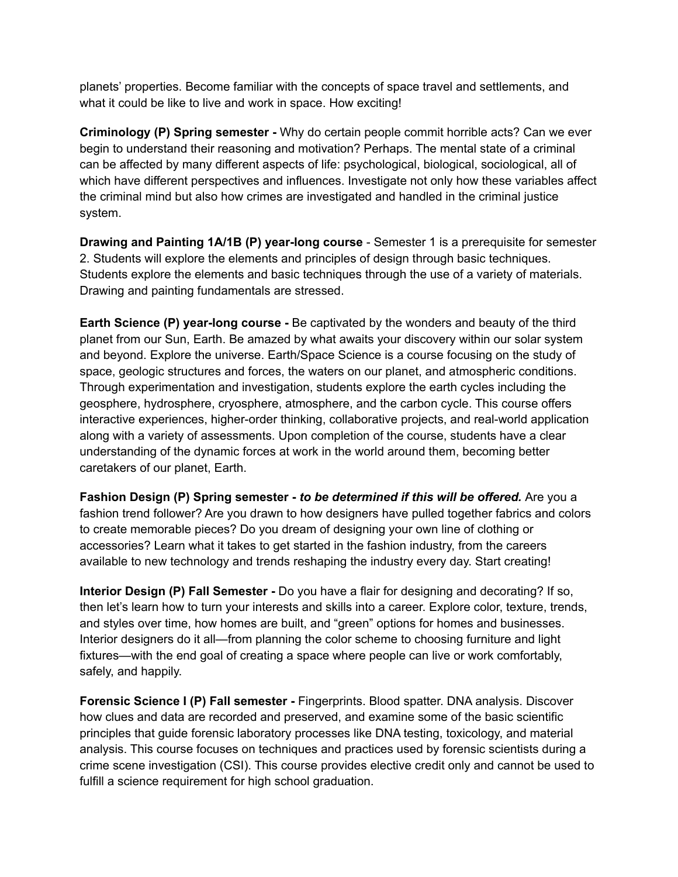planets' properties. Become familiar with the concepts of space travel and settlements, and what it could be like to live and work in space. How exciting!

**Criminology (P) Spring semester -** Why do certain people commit horrible acts? Can we ever begin to understand their reasoning and motivation? Perhaps. The mental state of a criminal can be affected by many different aspects of life: psychological, biological, sociological, all of which have different perspectives and influences. Investigate not only how these variables affect the criminal mind but also how crimes are investigated and handled in the criminal justice system.

**Drawing and Painting 1A/1B (P) year-long course** - Semester 1 is a prerequisite for semester 2. Students will explore the elements and principles of design through basic techniques. Students explore the elements and basic techniques through the use of a variety of materials. Drawing and painting fundamentals are stressed.

**Earth Science (P) year-long course -** Be captivated by the wonders and beauty of the third planet from our Sun, Earth. Be amazed by what awaits your discovery within our solar system and beyond. Explore the universe. Earth/Space Science is a course focusing on the study of space, geologic structures and forces, the waters on our planet, and atmospheric conditions. Through experimentation and investigation, students explore the earth cycles including the geosphere, hydrosphere, cryosphere, atmosphere, and the carbon cycle. This course offers interactive experiences, higher-order thinking, collaborative projects, and real-world application along with a variety of assessments. Upon completion of the course, students have a clear understanding of the dynamic forces at work in the world around them, becoming better caretakers of our planet, Earth.

**Fashion Design (P) Spring semester -** ***to be determined if this will be offered.*** Are you a fashion trend follower? Are you drawn to how designers have pulled together fabrics and colors to create memorable pieces? Do you dream of designing your own line of clothing or accessories? Learn what it takes to get started in the fashion industry, from the careers available to new technology and trends reshaping the industry every day. Start creating!

**Interior Design (P) Fall Semester -** Do you have a flair for designing and decorating? If so, then let's learn how to turn your interests and skills into a career. Explore color, texture, trends, and styles over time, how homes are built, and "green" options for homes and businesses. Interior designers do it all—from planning the color scheme to choosing furniture and light fixtures—with the end goal of creating a space where people can live or work comfortably, safely, and happily.

**Forensic Science I (P) Fall semester -** Fingerprints. Blood spatter. DNA analysis. Discover how clues and data are recorded and preserved, and examine some of the basic scientific principles that guide forensic laboratory processes like DNA testing, toxicology, and material analysis. This course focuses on techniques and practices used by forensic scientists during a crime scene investigation (CSI). This course provides elective credit only and cannot be used to fulfill a science requirement for high school graduation.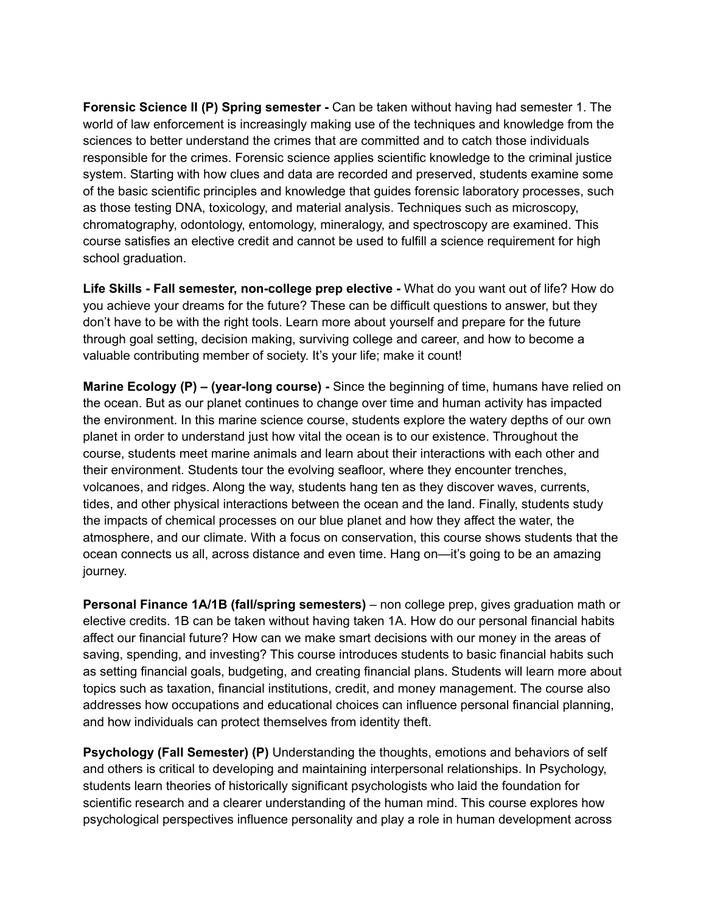**Forensic Science II (P) Spring semester -** Can be taken without having had semester 1. The world of law enforcement is increasingly making use of the techniques and knowledge from the sciences to better understand the crimes that are committed and to catch those individuals responsible for the crimes. Forensic science applies scientific knowledge to the criminal justice system. Starting with how clues and data are recorded and preserved, students examine some of the basic scientific principles and knowledge that guides forensic laboratory processes, such as those testing DNA, toxicology, and material analysis. Techniques such as microscopy, chromatography, odontology, entomology, mineralogy, and spectroscopy are examined. This course satisfies an elective credit and cannot be used to fulfill a science requirement for high school graduation.

**Life Skills - Fall semester, non-college prep elective -** What do you want out of life? How do you achieve your dreams for the future? These can be difficult questions to answer, but they don't have to be with the right tools. Learn more about yourself and prepare for the future through goal setting, decision making, surviving college and career, and how to become a valuable contributing member of society. It's your life; make it count!

**Marine Ecology (P) – (year-long course) -** Since the beginning of time, humans have relied on the ocean. But as our planet continues to change over time and human activity has impacted the environment. In this marine science course, students explore the watery depths of our own planet in order to understand just how vital the ocean is to our existence. Throughout the course, students meet marine animals and learn about their interactions with each other and their environment. Students tour the evolving seafloor, where they encounter trenches, volcanoes, and ridges. Along the way, students hang ten as they discover waves, currents, tides, and other physical interactions between the ocean and the land. Finally, students study the impacts of chemical processes on our blue planet and how they affect the water, the atmosphere, and our climate. With a focus on conservation, this course shows students that the ocean connects us all, across distance and even time. Hang on—it's going to be an amazing journey.

**Personal Finance 1A/1B (fall/spring semesters)** – non college prep, gives graduation math or elective credits. 1B can be taken without having taken 1A. How do our personal financial habits affect our financial future? How can we make smart decisions with our money in the areas of saving, spending, and investing? This course introduces students to basic financial habits such as setting financial goals, budgeting, and creating financial plans. Students will learn more about topics such as taxation, financial institutions, credit, and money management. The course also addresses how occupations and educational choices can influence personal financial planning, and how individuals can protect themselves from identity theft.

**Psychology (Fall Semester) (P)** Understanding the thoughts, emotions and behaviors of self and others is critical to developing and maintaining interpersonal relationships. In Psychology, students learn theories of historically significant psychologists who laid the foundation for scientific research and a clearer understanding of the human mind. This course explores how psychological perspectives influence personality and play a role in human development across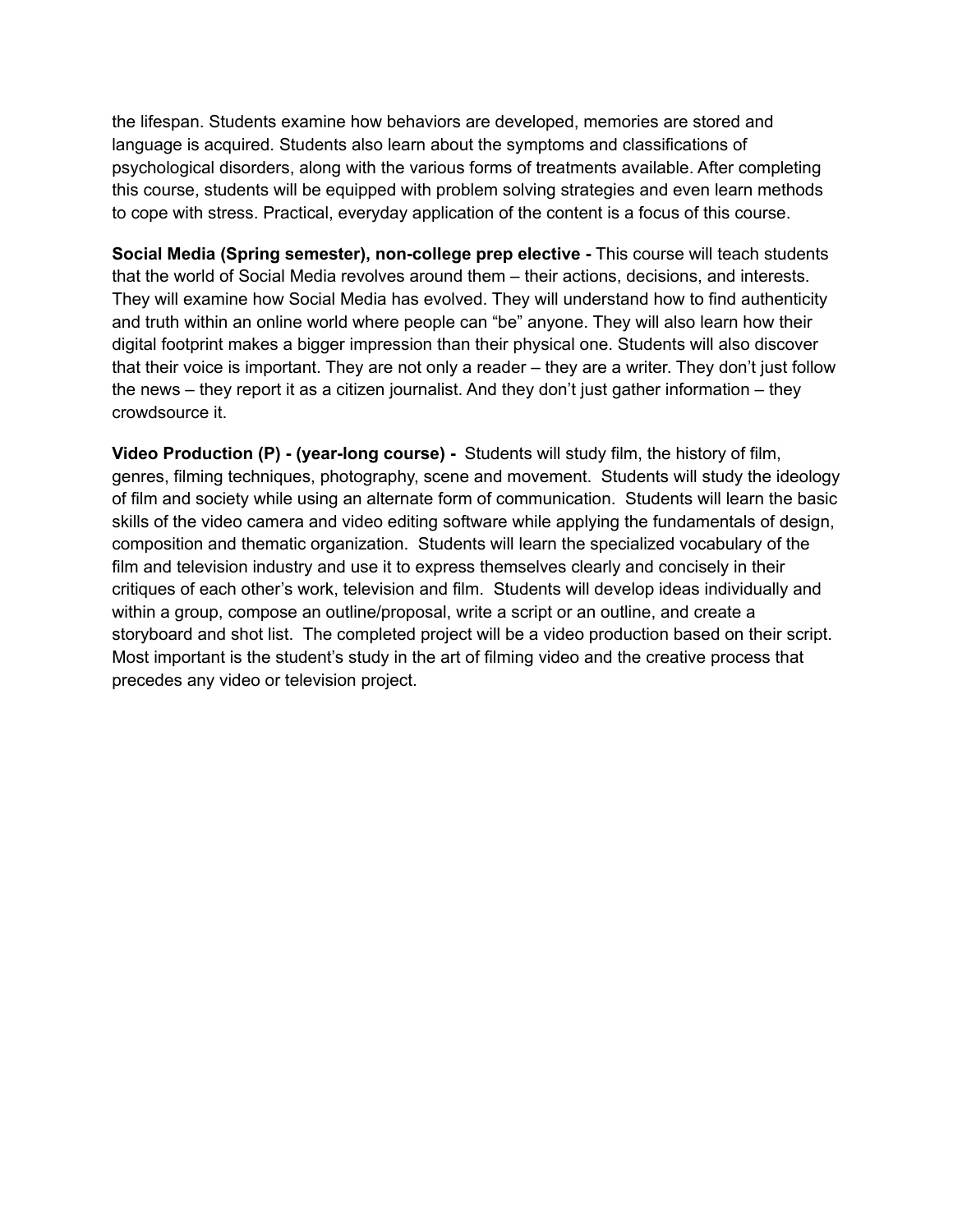the lifespan. Students examine how behaviors are developed, memories are stored and language is acquired. Students also learn about the symptoms and classifications of psychological disorders, along with the various forms of treatments available. After completing this course, students will be equipped with problem solving strategies and even learn methods to cope with stress. Practical, everyday application of the content is a focus of this course.

**Social Media (Spring semester), non-college prep elective -** This course will teach students that the world of Social Media revolves around them – their actions, decisions, and interests. They will examine how Social Media has evolved. They will understand how to find authenticity and truth within an online world where people can "be" anyone. They will also learn how their digital footprint makes a bigger impression than their physical one. Students will also discover that their voice is important. They are not only a reader – they are a writer. They don't just follow the news – they report it as a citizen journalist. And they don't just gather information – they crowdsource it.

**Video Production (P) - (year-long course) -** Students will study film, the history of film, genres, filming techniques, photography, scene and movement. Students will study the ideology of film and society while using an alternate form of communication. Students will learn the basic skills of the video camera and video editing software while applying the fundamentals of design, composition and thematic organization. Students will learn the specialized vocabulary of the film and television industry and use it to express themselves clearly and concisely in their critiques of each other's work, television and film. Students will develop ideas individually and within a group, compose an outline/proposal, write a script or an outline, and create a storyboard and shot list. The completed project will be a video production based on their script. Most important is the student's study in the art of filming video and the creative process that precedes any video or television project.